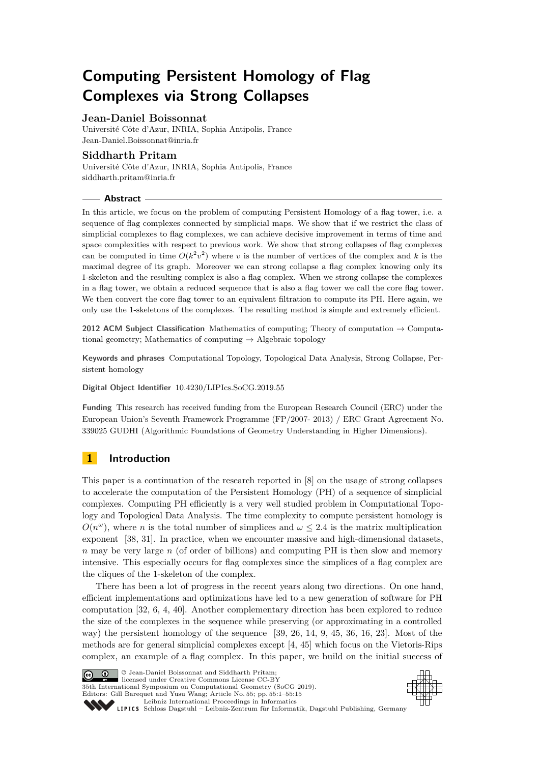# Computing Persistent Homology of Flag Complexes via Strong Collapses

**Jean-Daniel Boissonnat**
Université Côte d'Azur, INRIA, Sophia Antipolis, France
Jean-Daniel.Boissonnat@inria.fr

**Siddharth Pritam**
Université Côte d'Azur, INRIA, Sophia Antipolis, France
siddharth.pritam@inria.fr

## Abstract

In this article, we focus on the problem of computing Persistent Homology of a flag tower, i.e. a sequence of flag complexes connected by simplicial maps. We show that if we restrict the class of simplicial complexes to flag complexes, we can achieve decisive improvement in terms of time and space complexities with respect to previous work. We show that strong collapses of flag complexes can be computed in time $O(k^2v^2)$ where $v$ is the number of vertices of the complex and $k$ is the maximal degree of its graph. Moreover we can strong collapse a flag complex knowing only its 1-skeleton and the resulting complex is also a flag complex. When we strong collapse the complexes in a flag tower, we obtain a reduced sequence that is also a flag tower we call the core flag tower. We then convert the core flag tower to an equivalent filtration to compute its PH. Here again, we only use the 1-skeletons of the complexes. The resulting method is simple and extremely efficient.

**2012 ACM Subject Classification** Mathematics of computing; Theory of computation → Computational geometry; Mathematics of computing → Algebraic topology

**Keywords and phrases** Computational Topology, Topological Data Analysis, Strong Collapse, Persistent homology

**Digital Object Identifier** 10.4230/LIPIcs.SoCG.2019.55

**Funding** This research has received funding from the European Research Council (ERC) under the European Union's Seventh Framework Programme (FP/2007- 2013) / ERC Grant Agreement No. 339025 GUDHI (Algorithmic Foundations of Geometry Understanding in Higher Dimensions).

## 1 Introduction

This paper is a continuation of the research reported in [8] on the usage of strong collapses to accelerate the computation of the Persistent Homology (PH) of a sequence of simplicial complexes. Computing PH efficiently is a very well studied problem in Computational Topology and Topological Data Analysis. The time complexity to compute persistent homology is $O(n^\omega)$, where $n$ is the total number of simplices and $\omega \leq 2.4$ is the matrix multiplication exponent [38, 31]. In practice, when we encounter massive and high-dimensional datasets, $n$ may be very large $n$ (of order of billions) and computing PH is then slow and memory intensive. This especially occurs for flag complexes since the simplices of a flag complex are the cliques of the 1-skeleton of the complex.

There has been a lot of progress in the recent years along two directions. On one hand, efficient implementations and optimizations have led to a new generation of software for PH computation [32, 6, 4, 40]. Another complementary direction has been explored to reduce the size of the complexes in the sequence while preserving (or approximating in a controlled way) the persistent homology of the sequence [39, 26, 14, 9, 45, 36, 16, 23]. Most of the methods are for general simplicial complexes except [4, 45] which focus on the Vietoris-Rips complex, an example of a flag complex. In this paper, we build on the initial success of

© Jean-Daniel Boissonnat and Siddharth Pritam;
licensed under Creative Commons License CC-BY
35th International Symposium on Computational Geometry (SoCG 2019).
Editors: Gill Barequet and Yusu Wang; Article No. 55; pp. 55:1–55:15
Leibniz International Proceedings in Informatics
Schloss Dagstuhl – Leibniz-Zentrum für Informatik, Dagstuhl Publishing, Germany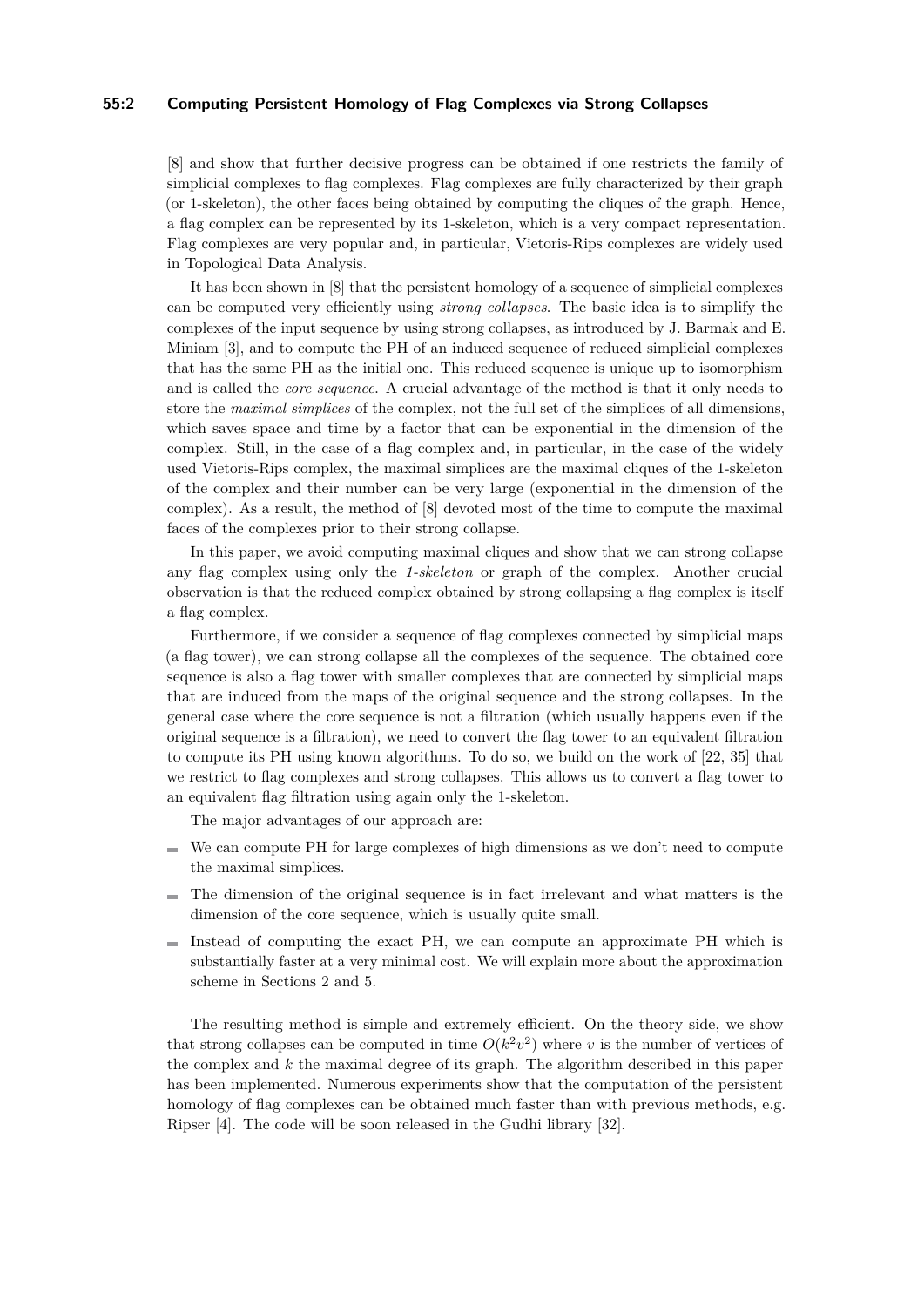[8] and show that further decisive progress can be obtained if one restricts the family of simplicial complexes to flag complexes. Flag complexes are fully characterized by their graph (or 1-skeleton), the other faces being obtained by computing the cliques of the graph. Hence, a flag complex can be represented by its 1-skeleton, which is a very compact representation. Flag complexes are very popular and, in particular, Vietoris-Rips complexes are widely used in Topological Data Analysis.

It has been shown in [8] that the persistent homology of a sequence of simplicial complexes can be computed very efficiently using *strong collapses*. The basic idea is to simplify the complexes of the input sequence by using strong collapses, as introduced by J. Barmak and E. Miniam [3], and to compute the PH of an induced sequence of reduced simplicial complexes that has the same PH as the initial one. This reduced sequence is unique up to isomorphism and is called the *core sequence*. A crucial advantage of the method is that it only needs to store the *maximal simplices* of the complex, not the full set of the simplices of all dimensions, which saves space and time by a factor that can be exponential in the dimension of the complex. Still, in the case of a flag complex and, in particular, in the case of the widely used Vietoris-Rips complex, the maximal simplices are the maximal cliques of the 1-skeleton of the complex and their number can be very large (exponential in the dimension of the complex). As a result, the method of [8] devoted most of the time to compute the maximal faces of the complexes prior to their strong collapse.

In this paper, we avoid computing maximal cliques and show that we can strong collapse any flag complex using only the *1-skeleton* or graph of the complex. Another crucial observation is that the reduced complex obtained by strong collapsing a flag complex is itself a flag complex.

Furthermore, if we consider a sequence of flag complexes connected by simplicial maps (a flag tower), we can strong collapse all the complexes of the sequence. The obtained core sequence is also a flag tower with smaller complexes that are connected by simplicial maps that are induced from the maps of the original sequence and the strong collapses. In the general case where the core sequence is not a filtration (which usually happens even if the original sequence is a filtration), we need to convert the flag tower to an equivalent filtration to compute its PH using known algorithms. To do so, we build on the work of [22, 35] that we restrict to flag complexes and strong collapses. This allows us to convert a flag tower to an equivalent flag filtration using again only the 1-skeleton.

The major advantages of our approach are:

- We can compute PH for large complexes of high dimensions as we don't need to compute the maximal simplices.
- The dimension of the original sequence is in fact irrelevant and what matters is the dimension of the core sequence, which is usually quite small.
- Instead of computing the exact PH, we can compute an approximate PH which is substantially faster at a very minimal cost. We will explain more about the approximation scheme in Sections 2 and 5.

The resulting method is simple and extremely efficient. On the theory side, we show that strong collapses can be computed in time $O(k^2v^2)$ where $v$ is the number of vertices of the complex and $k$ the maximal degree of its graph. The algorithm described in this paper has been implemented. Numerous experiments show that the computation of the persistent homology of flag complexes can be obtained much faster than with previous methods, e.g. Ripser [4]. The code will be soon released in the Gudhi library [32].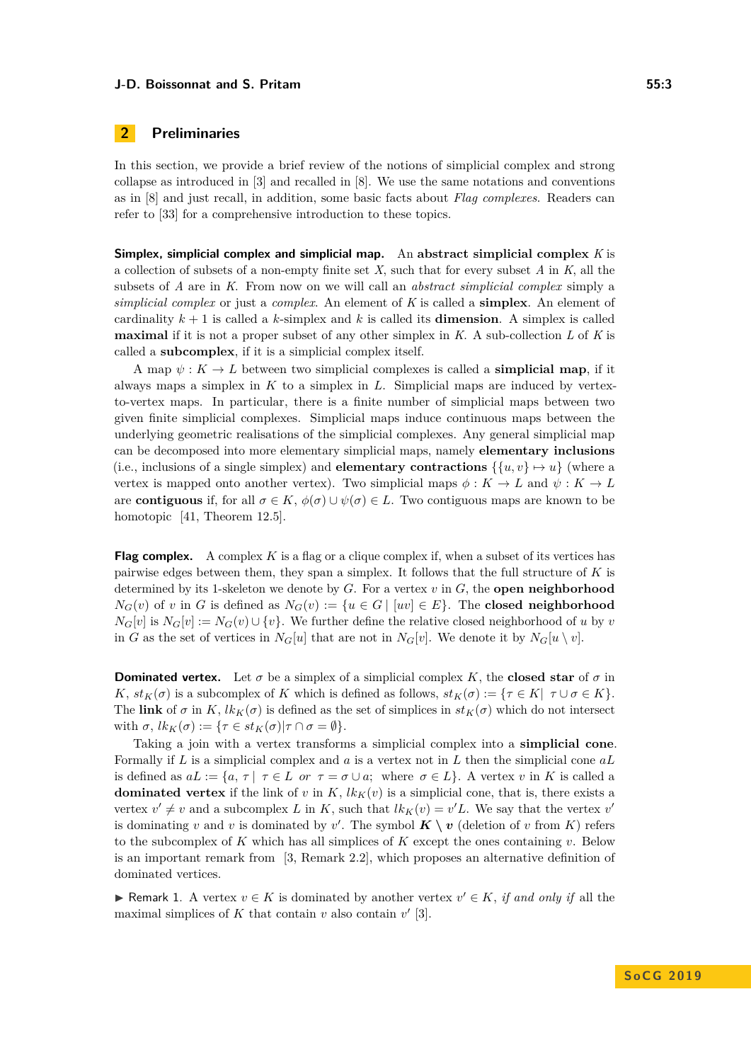## 2 Preliminaries

In this section, we provide a brief review of the notions of simplicial complex and strong collapse as introduced in [3] and recalled in [8]. We use the same notations and conventions as in [8] and just recall, in addition, some basic facts about *Flag complexes*. Readers can refer to [33] for a comprehensive introduction to these topics.

**Simplex, simplicial complex and simplicial map.** An **abstract simplicial complex** $K$ is a collection of subsets of a non-empty finite set $X$, such that for every subset $A$ in $K$, all the subsets of $A$ are in $K$. From now on we will call an *abstract simplicial complex* simply a *simplicial complex* or just a *complex*. An element of $K$ is called a **simplex**. An element of cardinality $k+1$ is called a $k$-simplex and $k$ is called its **dimension**. A simplex is called **maximal** if it is not a proper subset of any other simplex in $K$. A sub-collection $L$ of $K$ is called a **subcomplex**, if it is a simplicial complex itself.

A map $\psi : K \rightarrow L$ between two simplicial complexes is called a **simplicial map**, if it always maps a simplex in $K$ to a simplex in $L$. Simplicial maps are induced by vertex-to-vertex maps. In particular, there is a finite number of simplicial maps between two given finite simplicial complexes. Simplicial maps induce continuous maps between the underlying geometric realisations of the simplicial complexes. Any general simplicial map can be decomposed into more elementary simplicial maps, namely **elementary inclusions** (i.e., inclusions of a single simplex) and **elementary contractions** $\{\{u, v\} \mapsto u\}$ (where a vertex is mapped onto another vertex). Two simplicial maps $\phi : K \rightarrow L$ and $\psi : K \rightarrow L$ are **contiguous** if, for all $\sigma \in K$, $\phi(\sigma) \cup \psi(\sigma) \in L$. Two contiguous maps are known to be homotopic [41, Theorem 12.5].

**Flag complex.** A complex $K$ is a flag or a clique complex if, when a subset of its vertices has pairwise edges between them, they span a simplex. It follows that the full structure of $K$ is determined by its 1-skeleton we denote by $G$. For a vertex $v$ in $G$, the **open neighborhood** $N_G(v)$ of $v$ in $G$ is defined as $N_G(v) := \{u \in G \mid [uv] \in E\}$. The **closed neighborhood** $N_G[v]$ is $N_G[v] := N_G(v) \cup \{v\}$. We further define the relative closed neighborhood of $u$ by $v$ in $G$ as the set of vertices in $N_G[u]$ that are not in $N_G[v]$. We denote it by $N_G[u \setminus v]$.

**Dominated vertex.** Let $\sigma$ be a simplex of a simplicial complex $K$, the **closed star** of $\sigma$ in $K$, $st_K(\sigma)$ is a subcomplex of $K$ which is defined as follows, $st_K(\sigma) := \{\tau \in K \mid \; \tau \cup \sigma \in K\}$. The **link** of $\sigma$ in $K$, $lk_K(\sigma)$ is defined as the set of simplices in $st_K(\sigma)$ which do not intersect with $\sigma$, $lk_K(\sigma) := \{\tau \in st_K(\sigma) | \tau \cap \sigma = \emptyset\}$.

Taking a join with a vertex transforms a simplicial complex into a **simplicial cone**. Formally if $L$ is a simplicial complex and $a$ is a vertex not in $L$ then the simplicial cone $aL$ is defined as $aL := \{a, \tau \mid \; \tau \in L \;\; or \;\; \tau = \sigma \cup a; \;\; \text{where} \;\; \sigma \in L\}$. A vertex $v$ in $K$ is called a **dominated vertex** if the link of $v$ in $K$, $lk_K(v)$ is a simplicial cone, that is, there exists a vertex $v' \neq v$ and a subcomplex $L$ in $K$, such that $lk_K(v) = v'L$. We say that the vertex $v'$ is dominating $v$ and $v$ is dominated by $v'$. The symbol $\boldsymbol{K \setminus v}$ (deletion of $v$ from $K$) refers to the subcomplex of $K$ which has all simplices of $K$ except the ones containing $v$. Below is an important remark from [3, Remark 2.2], which proposes an alternative definition of dominated vertices.

▶ Remark 1. A vertex $v \in K$ is dominated by another vertex $v' \in K$, *if and only if* all the maximal simplices of $K$ that contain $v$ also contain $v'$ [3].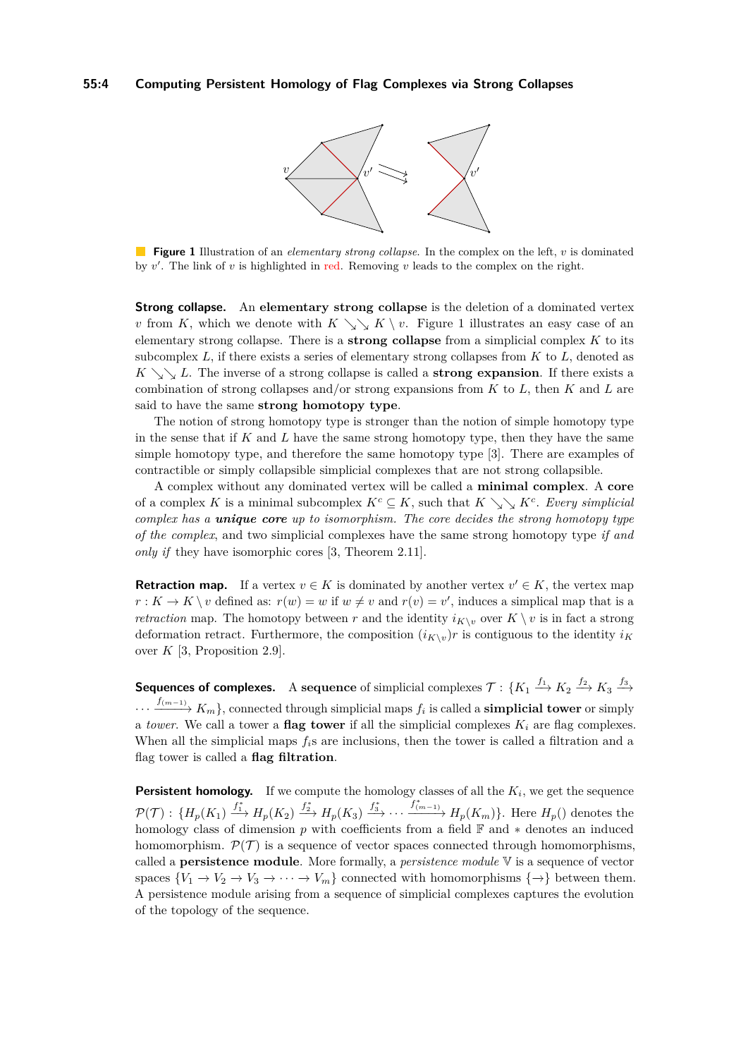**Figure 1** Illustration of an *elementary strong collapse*. In the complex on the left, $v$ is dominated by $v'$. The link of $v$ is highlighted in red. Removing $v$ leads to the complex on the right.

**Strong collapse.** An **elementary strong collapse** is the deletion of a dominated vertex $v$ from $K$, which we denote with $K \searrow\searrow K \setminus v$. Figure 1 illustrates an easy case of an elementary strong collapse. There is a **strong collapse** from a simplicial complex $K$ to its subcomplex $L$, if there exists a series of elementary strong collapses from $K$ to $L$, denoted as $K \searrow\searrow L$. The inverse of a strong collapse is called a **strong expansion**. If there exists a combination of strong collapses and/or strong expansions from $K$ to $L$, then $K$ and $L$ are said to have the same **strong homotopy type**.

The notion of strong homotopy type is stronger than the notion of simple homotopy type in the sense that if $K$ and $L$ have the same strong homotopy type, then they have the same simple homotopy type, and therefore the same homotopy type [3]. There are examples of contractible or simply collapsible simplicial complexes that are not strong collapsible.

A complex without any dominated vertex will be called a **minimal complex**. A **core** of a complex $K$ is a minimal subcomplex $K^c \subseteq K$, such that $K \searrow\searrow K^c$. *Every simplicial complex has a* ***unique core*** *up to isomorphism. The core decides the strong homotopy type of the complex*, and two simplicial complexes have the same strong homotopy type *if and only if* they have isomorphic cores [3, Theorem 2.11].

**Retraction map.** If a vertex $v \in K$ is dominated by another vertex $v' \in K$, the vertex map $r : K \to K \setminus v$ defined as: $r(w) = w$ if $w \neq v$ and $r(v) = v'$, induces a simplical map that is a *retraction* map. The homotopy between $r$ and the identity $i_{K\setminus v}$ over $K \setminus v$ is in fact a strong deformation retract. Furthermore, the composition $(i_{K\setminus v})r$ is contiguous to the identity $i_K$ over $K$ [3, Proposition 2.9].

**Sequences of complexes.** A **sequence** of simplicial complexes $\mathcal{T} : \{K_1 \xrightarrow{f_1} K_2 \xrightarrow{f_2} K_3 \xrightarrow{f_3} \cdots \xrightarrow{f_{(m-1)}} K_m\}$, connected through simplicial maps $f_i$ is called a **simplicial tower** or simply a *tower*. We call a tower a **flag tower** if all the simplicial complexes $K_i$ are flag complexes. When all the simplicial maps $f_i$s are inclusions, then the tower is called a filtration and a flag tower is called a **flag filtration**.

**Persistent homology.** If we compute the homology classes of all the $K_i$, we get the sequence $\mathcal{P}(\mathcal{T}) : \{H_p(K_1) \xrightarrow{f_1^*} H_p(K_2) \xrightarrow{f_2^*} H_p(K_3) \xrightarrow{f_3^*} \cdots \xrightarrow{f_{(m-1)}^*} H_p(K_m)\}$. Here $H_p()$ denotes the homology class of dimension $p$ with coefficients from a field $\mathbb{F}$ and $*$ denotes an induced homomorphism. $\mathcal{P}(\mathcal{T})$ is a sequence of vector spaces connected through homomorphisms, called a **persistence module**. More formally, a *persistence module* $\mathbb{V}$ is a sequence of vector spaces $\{V_1 \to V_2 \to V_3 \to \cdots \to V_m\}$ connected with homomorphisms $\{\to\}$ between them. A persistence module arising from a sequence of simplicial complexes captures the evolution of the topology of the sequence.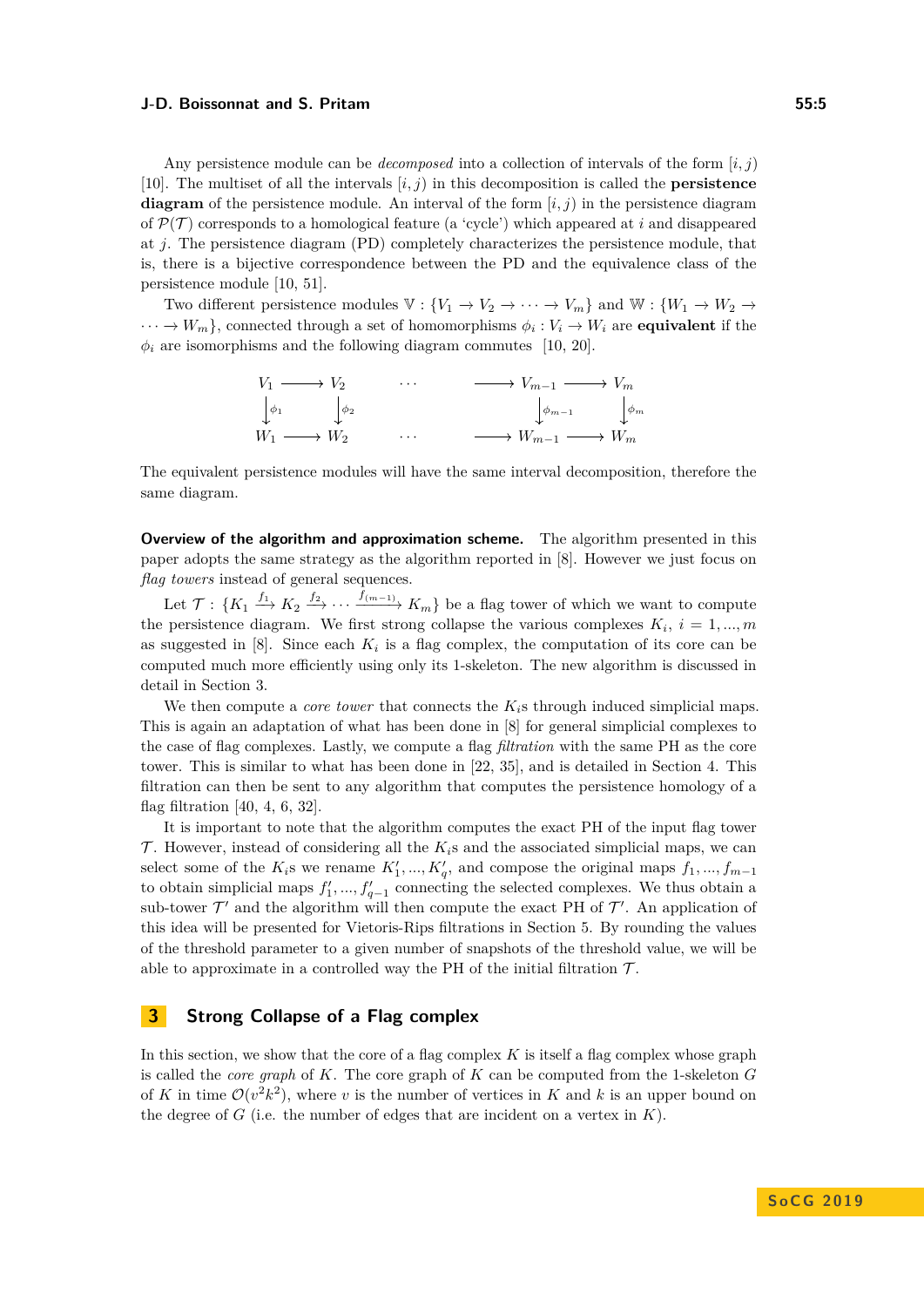Any persistence module can be *decomposed* into a collection of intervals of the form $[i, j)$ [10]. The multiset of all the intervals $[i, j)$ in this decomposition is called the **persistence diagram** of the persistence module. An interval of the form $[i, j)$ in the persistence diagram of $\mathcal{P}(\mathcal{T})$ corresponds to a homological feature (a 'cycle') which appeared at $i$ and disappeared at $j$. The persistence diagram (PD) completely characterizes the persistence module, that is, there is a bijective correspondence between the PD and the equivalence class of the persistence module [10, 51].

Two different persistence modules $\mathbb{V} : \{V_1 \rightarrow V_2 \rightarrow \cdots \rightarrow V_m\}$ and $\mathbb{W} : \{W_1 \rightarrow W_2 \rightarrow \cdots \rightarrow W_m\}$, connected through a set of homomorphisms $\phi_i : V_i \rightarrow W_i$ are **equivalent** if the $\phi_i$ are isomorphisms and the following diagram commutes [10, 20].

$$
\begin{array}{ccccccccc}
V_1 & \longrightarrow & V_2 & & \cdots & & \longrightarrow & V_{m-1} & \longrightarrow & V_m \\
\big\downarrow{\scriptstyle \phi_1} & & \big\downarrow{\scriptstyle \phi_2} & & & & & \big\downarrow{\scriptstyle \phi_{m-1}} & & \big\downarrow{\scriptstyle \phi_m} \\
W_1 & \longrightarrow & W_2 & & \cdots & & \longrightarrow & W_{m-1} & \longrightarrow & W_m
\end{array}
$$

The equivalent persistence modules will have the same interval decomposition, therefore the same diagram.

**Overview of the algorithm and approximation scheme.** The algorithm presented in this paper adopts the same strategy as the algorithm reported in [8]. However we just focus on *flag towers* instead of general sequences.

Let $\mathcal{T} : \{K_1 \xrightarrow{f_1} K_2 \xrightarrow{f_2} \cdots \xrightarrow{f_{(m-1)}} K_m\}$ be a flag tower of which we want to compute the persistence diagram. We first strong collapse the various complexes $K_i$, $i = 1, ..., m$ as suggested in [8]. Since each $K_i$ is a flag complex, the computation of its core can be computed much more efficiently using only its 1-skeleton. The new algorithm is discussed in detail in Section 3.

We then compute a *core tower* that connects the $K_i$s through induced simplicial maps. This is again an adaptation of what has been done in [8] for general simplicial complexes to the case of flag complexes. Lastly, we compute a flag *filtration* with the same PH as the core tower. This is similar to what has been done in [22, 35], and is detailed in Section 4. This filtration can then be sent to any algorithm that computes the persistence homology of a flag filtration [40, 4, 6, 32].

It is important to note that the algorithm computes the exact PH of the input flag tower $\mathcal{T}$. However, instead of considering all the $K_i$s and the associated simplicial maps, we can select some of the $K_i$s we rename $K'_1, ..., K'_q$, and compose the original maps $f_1, ..., f_{m-1}$ to obtain simplicial maps $f'_1, ..., f'_{q-1}$ connecting the selected complexes. We thus obtain a sub-tower $\mathcal{T}'$ and the algorithm will then compute the exact PH of $\mathcal{T}'$. An application of this idea will be presented for Vietoris-Rips filtrations in Section 5. By rounding the values of the threshold parameter to a given number of snapshots of the threshold value, we will be able to approximate in a controlled way the PH of the initial filtration $\mathcal{T}$.

# 3 Strong Collapse of a Flag complex

In this section, we show that the core of a flag complex $K$ is itself a flag complex whose graph is called the *core graph* of $K$. The core graph of $K$ can be computed from the 1-skeleton $G$ of $K$ in time $\mathcal{O}(v^2k^2)$, where $v$ is the number of vertices in $K$ and $k$ is an upper bound on the degree of $G$ (i.e. the number of edges that are incident on a vertex in $K$).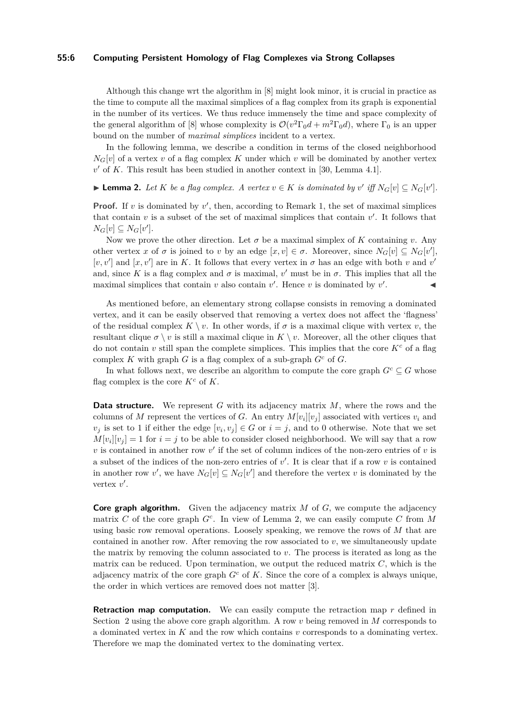Although this change wrt the algorithm in [8] might look minor, it is crucial in practice as the time to compute all the maximal simplices of a flag complex from its graph is exponential in the number of its vertices. We thus reduce immensely the time and space complexity of the general algorithm of [8] whose complexity is $\mathcal{O}(v^2\Gamma_0 d + m^2\Gamma_0 d)$, where $\Gamma_0$ is an upper bound on the number of *maximal simplices* incident to a vertex.

In the following lemma, we describe a condition in terms of the closed neighborhood $N_G[v]$ of a vertex $v$ of a flag complex $K$ under which $v$ will be dominated by another vertex $v'$ of $K$. This result has been studied in another context in [30, Lemma 4.1].

▶ **Lemma 2.** *Let $K$ be a flag complex. A vertex $v \in K$ is dominated by $v'$ iff $N_G[v] \subseteq N_G[v']$.*

**Proof.** If $v$ is dominated by $v'$, then, according to Remark 1, the set of maximal simplices that contain $v$ is a subset of the set of maximal simplices that contain $v'$. It follows that $N_G[v] \subseteq N_G[v']$.

Now we prove the other direction. Let $\sigma$ be a maximal simplex of $K$ containing $v$. Any other vertex $x$ of $\sigma$ is joined to $v$ by an edge $[x, v] \in \sigma$. Moreover, since $N_G[v] \subseteq N_G[v']$, $[v, v']$ and $[x, v']$ are in $K$. It follows that every vertex in $\sigma$ has an edge with both $v$ and $v'$ and, since $K$ is a flag complex and $\sigma$ is maximal, $v'$ must be in $\sigma$. This implies that all the maximal simplices that contain $v$ also contain $v'$. Hence $v$ is dominated by $v'$. ◀

As mentioned before, an elementary strong collapse consists in removing a dominated vertex, and it can be easily observed that removing a vertex does not affect the 'flagness' of the residual complex $K \setminus v$. In other words, if $\sigma$ is a maximal clique with vertex $v$, the resultant clique $\sigma \setminus v$ is still a maximal clique in $K \setminus v$. Moreover, all the other cliques that do not contain $v$ still span the complete simplices. This implies that the core $K^c$ of a flag complex $K$ with graph $G$ is a flag complex of a sub-graph $G^c$ of $G$.

In what follows next, we describe an algorithm to compute the core graph $G^c \subseteq G$ whose flag complex is the core $K^c$ of $K$.

**Data structure.** We represent $G$ with its adjacency matrix $M$, where the rows and the columns of $M$ represent the vertices of $G$. An entry $M[v_i][v_j]$ associated with vertices $v_i$ and $v_j$ is set to 1 if either the edge $[v_i, v_j] \in G$ or $i = j$, and to 0 otherwise. Note that we set $M[v_i][v_j] = 1$ for $i = j$ to be able to consider closed neighborhood. We will say that a row $v$ is contained in another row $v'$ if the set of column indices of the non-zero entries of $v$ is a subset of the indices of the non-zero entries of $v'$. It is clear that if a row $v$ is contained in another row $v'$, we have $N_G[v] \subseteq N_G[v']$ and therefore the vertex $v$ is dominated by the vertex $v'$.

**Core graph algorithm.** Given the adjacency matrix $M$ of $G$, we compute the adjacency matrix $C$ of the core graph $G^c$. In view of Lemma 2, we can easily compute $C$ from $M$ using basic row removal operations. Loosely speaking, we remove the rows of $M$ that are contained in another row. After removing the row associated to $v$, we simultaneously update the matrix by removing the column associated to $v$. The process is iterated as long as the matrix can be reduced. Upon termination, we output the reduced matrix $C$, which is the adjacency matrix of the core graph $G^c$ of $K$. Since the core of a complex is always unique, the order in which vertices are removed does not matter [3].

**Retraction map computation.** We can easily compute the retraction map $r$ defined in Section 2 using the above core graph algorithm. A row $v$ being removed in $M$ corresponds to a dominated vertex in $K$ and the row which contains $v$ corresponds to a dominating vertex. Therefore we map the dominated vertex to the dominating vertex.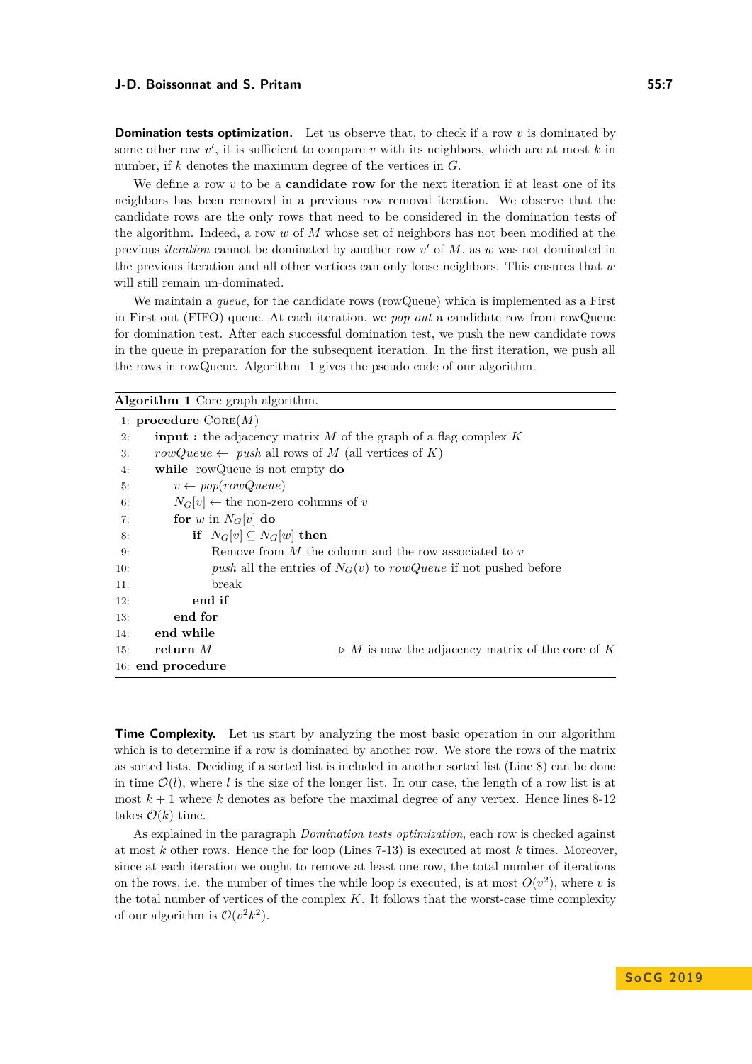**Domination tests optimization.** Let us observe that, to check if a row $v$ is dominated by some other row $v'$, it is sufficient to compare $v$ with its neighbors, which are at most $k$ in number, if $k$ denotes the maximum degree of the vertices in $G$.

We define a row $v$ to be a **candidate row** for the next iteration if at least one of its neighbors has been removed in a previous row removal iteration. We observe that the candidate rows are the only rows that need to be considered in the domination tests of the algorithm. Indeed, a row $w$ of $M$ whose set of neighbors has not been modified at the previous *iteration* cannot be dominated by another row $v'$ of $M$, as $w$ was not dominated in the previous iteration and all other vertices can only loose neighbors. This ensures that $w$ will still remain un-dominated.

We maintain a *queue*, for the candidate rows (rowQueue) which is implemented as a First in First out (FIFO) queue. At each iteration, we *pop out* a candidate row from rowQueue for domination test. After each successful domination test, we push the new candidate rows in the queue in preparation for the subsequent iteration. In the first iteration, we push all the rows in rowQueue. Algorithm 1 gives the pseudo code of our algorithm.

**Algorithm 1** Core graph algorithm.

```
1:  procedure Core(M)
2:      input : the adjacency matrix M of the graph of a flag complex K
3:      rowQueue ← push all rows of M (all vertices of K)
4:      while rowQueue is not empty do
5:          v ← pop(rowQueue)
6:          N_G[v] ← the non-zero columns of v
7:          for w in N_G[v] do
8:              if N_G[v] ⊆ N_G[w] then
9:                  Remove from M the column and the row associated to v
10:                 push all the entries of N_G(v) to rowQueue if not pushed before
11:                 break
12:             end if
13:         end for
14:     end while
15:     return M                    ▷ M is now the adjacency matrix of the core of K
16: end procedure
```

**Time Complexity.** Let us start by analyzing the most basic operation in our algorithm which is to determine if a row is dominated by another row. We store the rows of the matrix as sorted lists. Deciding if a sorted list is included in another sorted list (Line 8) can be done in time $\mathcal{O}(l)$, where $l$ is the size of the longer list. In our case, the length of a row list is at most $k+1$ where $k$ denotes as before the maximal degree of any vertex. Hence lines 8-12 takes $\mathcal{O}(k)$ time.

As explained in the paragraph *Domination tests optimization*, each row is checked against at most $k$ other rows. Hence the for loop (Lines 7-13) is executed at most $k$ times. Moreover, since at each iteration we ought to remove at least one row, the total number of iterations on the rows, i.e. the number of times the while loop is executed, is at most $O(v^2)$, where $v$ is the total number of vertices of the complex $K$. It follows that the worst-case time complexity of our algorithm is $\mathcal{O}(v^2k^2)$.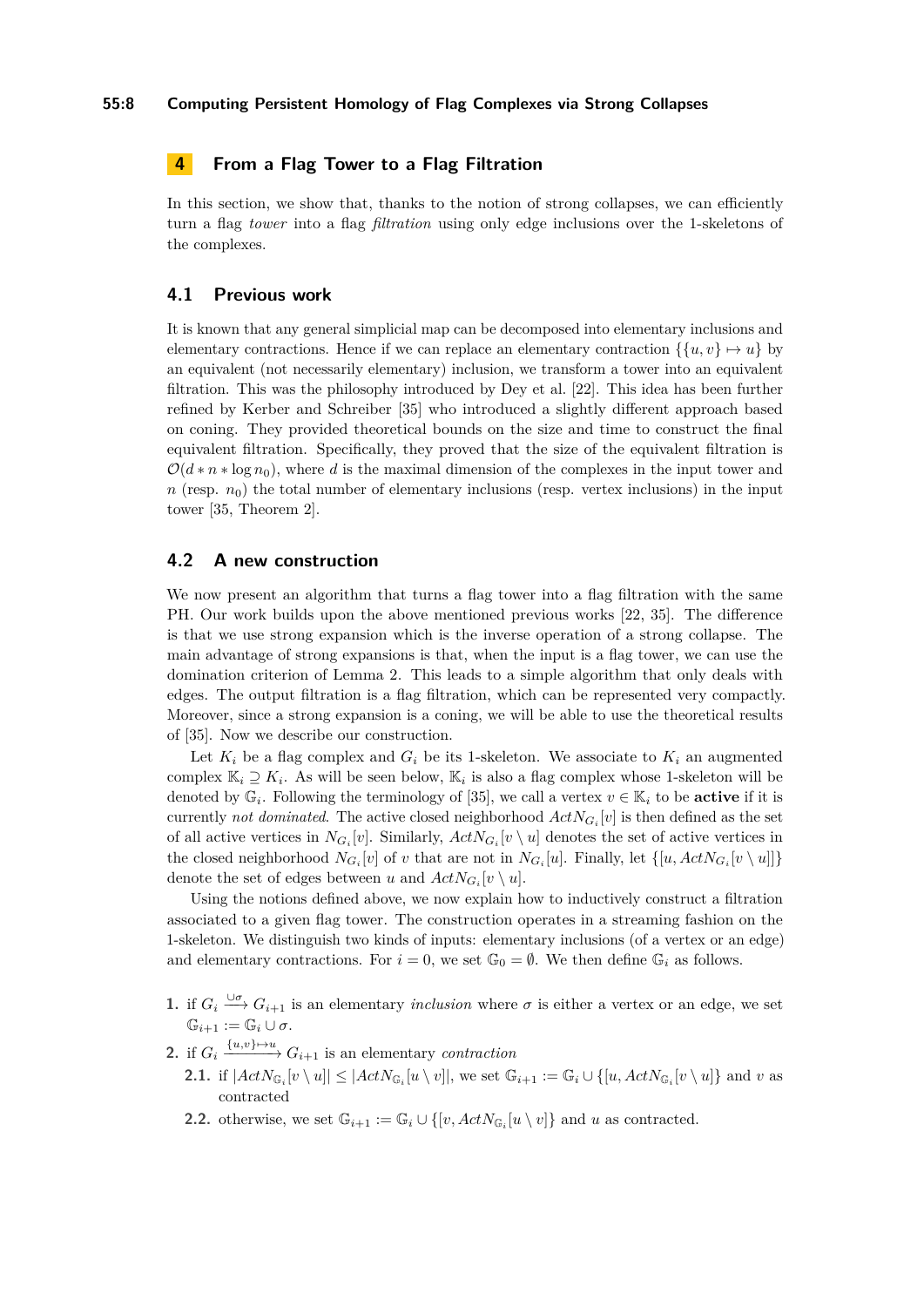## 4 From a Flag Tower to a Flag Filtration

In this section, we show that, thanks to the notion of strong collapses, we can efficiently turn a flag *tower* into a flag *filtration* using only edge inclusions over the 1-skeletons of the complexes.

### 4.1 Previous work

It is known that any general simplicial map can be decomposed into elementary inclusions and elementary contractions. Hence if we can replace an elementary contraction $\{\{u, v\} \mapsto u\}$ by an equivalent (not necessarily elementary) inclusion, we transform a tower into an equivalent filtration. This was the philosophy introduced by Dey et al. [22]. This idea has been further refined by Kerber and Schreiber [35] who introduced a slightly different approach based on coning. They provided theoretical bounds on the size and time to construct the final equivalent filtration. Specifically, they proved that the size of the equivalent filtration is $\mathcal{O}(d * n * \log n_0)$, where $d$ is the maximal dimension of the complexes in the input tower and $n$ (resp. $n_0$) the total number of elementary inclusions (resp. vertex inclusions) in the input tower [35, Theorem 2].

### 4.2 A new construction

We now present an algorithm that turns a flag tower into a flag filtration with the same PH. Our work builds upon the above mentioned previous works [22, 35]. The difference is that we use strong expansion which is the inverse operation of a strong collapse. The main advantage of strong expansions is that, when the input is a flag tower, we can use the domination criterion of Lemma 2. This leads to a simple algorithm that only deals with edges. The output filtration is a flag filtration, which can be represented very compactly. Moreover, since a strong expansion is a coning, we will be able to use the theoretical results of [35]. Now we describe our construction.

Let $K_i$ be a flag complex and $G_i$ be its 1-skeleton. We associate to $K_i$ an augmented complex $\mathbb{K}_i \supseteq K_i$. As will be seen below, $\mathbb{K}_i$ is also a flag complex whose 1-skeleton will be denoted by $\mathbb{G}_i$. Following the terminology of [35], we call a vertex $v \in \mathbb{K}_i$ to be **active** if it is currently *not dominated*. The active closed neighborhood $ActN_{G_i}[v]$ is then defined as the set of all active vertices in $N_{G_i}[v]$. Similarly, $ActN_{G_i}[v \setminus u]$ denotes the set of active vertices in the closed neighborhood $N_{G_i}[v]$ of $v$ that are not in $N_{G_i}[u]$. Finally, let $\{[u, ActN_{G_i}[v \setminus u]]\}$ denote the set of edges between $u$ and $ActN_{G_i}[v \setminus u]$.

Using the notions defined above, we now explain how to inductively construct a filtration associated to a given flag tower. The construction operates in a streaming fashion on the 1-skeleton. We distinguish two kinds of inputs: elementary inclusions (of a vertex or an edge) and elementary contractions. For $i = 0$, we set $\mathbb{G}_0 = \emptyset$. We then define $\mathbb{G}_i$ as follows.

1. if $G_i \xrightarrow{\cup\sigma} G_{i+1}$ is an elementary *inclusion* where $\sigma$ is either a vertex or an edge, we set $\mathbb{G}_{i+1} := \mathbb{G}_i \cup \sigma$.
2. if $G_i \xrightarrow{\{u,v\}\mapsto u} G_{i+1}$ is an elementary *contraction*
   - 2.1. if $|ActN_{\mathbb{G}_i}[v \setminus u]| \leq |ActN_{\mathbb{G}_i}[u \setminus v]|$, we set $\mathbb{G}_{i+1} := \mathbb{G}_i \cup \{[u, ActN_{\mathbb{G}_i}[v \setminus u]\}$ and $v$ as contracted
   - 2.2. otherwise, we set $\mathbb{G}_{i+1} := \mathbb{G}_i \cup \{[v, ActN_{\mathbb{G}_i}[u \setminus v]\}$ and $u$ as contracted.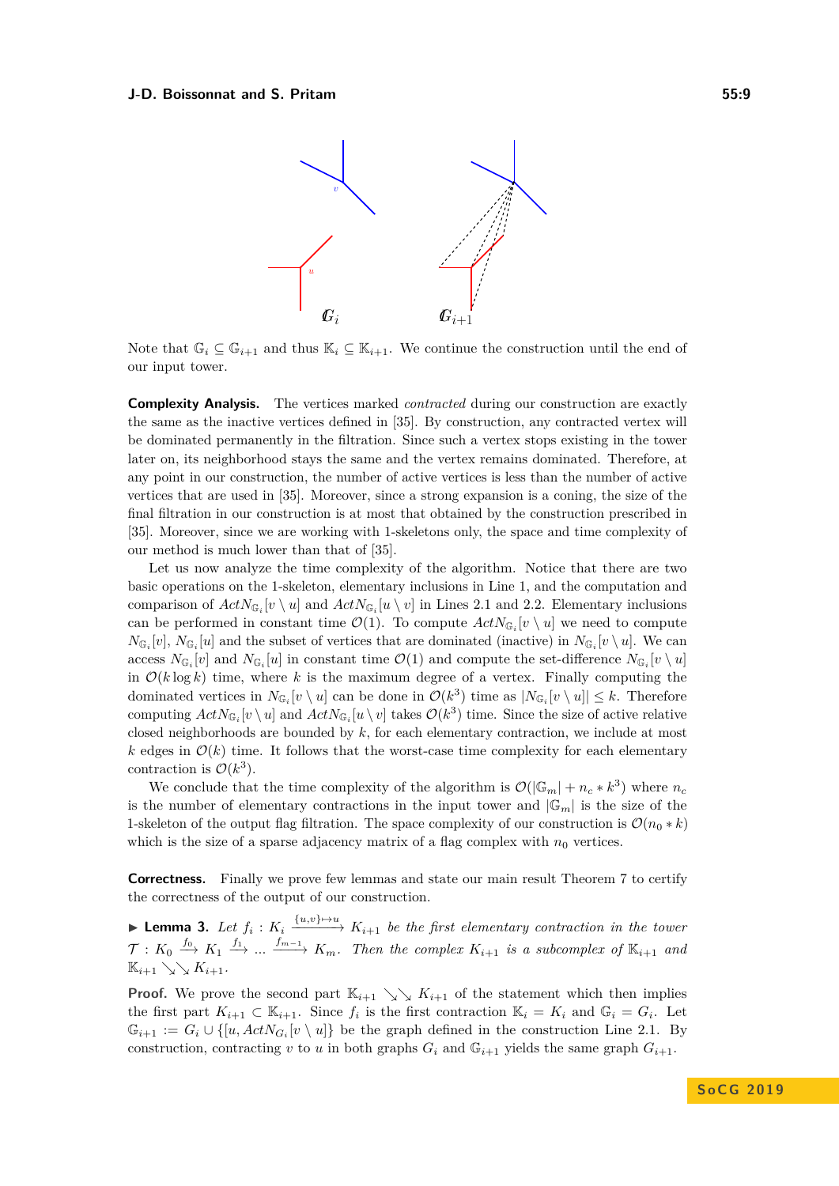$\mathbb{G}_i$ $\mathbb{G}_{i+1}$

Note that $\mathbb{G}_i \subseteq \mathbb{G}_{i+1}$ and thus $\mathbb{K}_i \subseteq \mathbb{K}_{i+1}$. We continue the construction until the end of our input tower.

**Complexity Analysis.** The vertices marked *contracted* during our construction are exactly the same as the inactive vertices defined in [35]. By construction, any contracted vertex will be dominated permanently in the filtration. Since such a vertex stops existing in the tower later on, its neighborhood stays the same and the vertex remains dominated. Therefore, at any point in our construction, the number of active vertices is less than the number of active vertices that are used in [35]. Moreover, since a strong expansion is a coning, the size of the final filtration in our construction is at most that obtained by the construction prescribed in [35]. Moreover, since we are working with 1-skeletons only, the space and time complexity of our method is much lower than that of [35].

Let us now analyze the time complexity of the algorithm. Notice that there are two basic operations on the 1-skeleton, elementary inclusions in Line 1, and the computation and comparison of $ActN_{\mathbb{G}_i}[v \setminus u]$ and $ActN_{\mathbb{G}_i}[u \setminus v]$ in Lines 2.1 and 2.2. Elementary inclusions can be performed in constant time $\mathcal{O}(1)$. To compute $ActN_{\mathbb{G}_i}[v \setminus u]$ we need to compute $N_{\mathbb{G}_i}[v]$, $N_{\mathbb{G}_i}[u]$ and the subset of vertices that are dominated (inactive) in $N_{\mathbb{G}_i}[v \setminus u]$. We can access $N_{\mathbb{G}_i}[v]$ and $N_{\mathbb{G}_i}[u]$ in constant time $\mathcal{O}(1)$ and compute the set-difference $N_{\mathbb{G}_i}[v \setminus u]$ in $\mathcal{O}(k \log k)$ time, where $k$ is the maximum degree of a vertex. Finally computing the dominated vertices in $N_{\mathbb{G}_i}[v \setminus u]$ can be done in $\mathcal{O}(k^3)$ time as $|N_{\mathbb{G}_i}[v \setminus u]| \leq k$. Therefore computing $ActN_{\mathbb{G}_i}[v \setminus u]$ and $ActN_{\mathbb{G}_i}[u \setminus v]$ takes $\mathcal{O}(k^3)$ time. Since the size of active relative closed neighborhoods are bounded by $k$, for each elementary contraction, we include at most $k$ edges in $\mathcal{O}(k)$ time. It follows that the worst-case time complexity for each elementary contraction is $\mathcal{O}(k^3)$.

We conclude that the time complexity of the algorithm is $\mathcal{O}(|\mathbb{G}_m| + n_c * k^3)$ where $n_c$ is the number of elementary contractions in the input tower and $|\mathbb{G}_m|$ is the size of the 1-skeleton of the output flag filtration. The space complexity of our construction is $\mathcal{O}(n_0 * k)$ which is the size of a sparse adjacency matrix of a flag complex with $n_0$ vertices.

**Correctness.** Finally we prove few lemmas and state our main result Theorem 7 to certify the correctness of the output of our construction.

▶ **Lemma 3.** *Let $f_i : K_i \xrightarrow{\{u,v\} \mapsto u} K_{i+1}$ be the first elementary contraction in the tower $\mathcal{T} : K_0 \xrightarrow{f_0} K_1 \xrightarrow{f_1} \dots \xrightarrow{f_{m-1}} K_m$. Then the complex $K_{i+1}$ is a subcomplex of $\mathbb{K}_{i+1}$ and $\mathbb{K}_{i+1} \searrow\searrow K_{i+1}$.*

**Proof.** We prove the second part $\mathbb{K}_{i+1} \searrow\searrow K_{i+1}$ of the statement which then implies the first part $K_{i+1} \subset \mathbb{K}_{i+1}$. Since $f_i$ is the first contraction $\mathbb{K}_i = K_i$ and $\mathbb{G}_i = G_i$. Let $\mathbb{G}_{i+1} := G_i \cup \{[u, ActN_{G_i}[v \setminus u]\}$ be the graph defined in the construction Line 2.1. By construction, contracting $v$ to $u$ in both graphs $G_i$ and $\mathbb{G}_{i+1}$ yields the same graph $G_{i+1}$.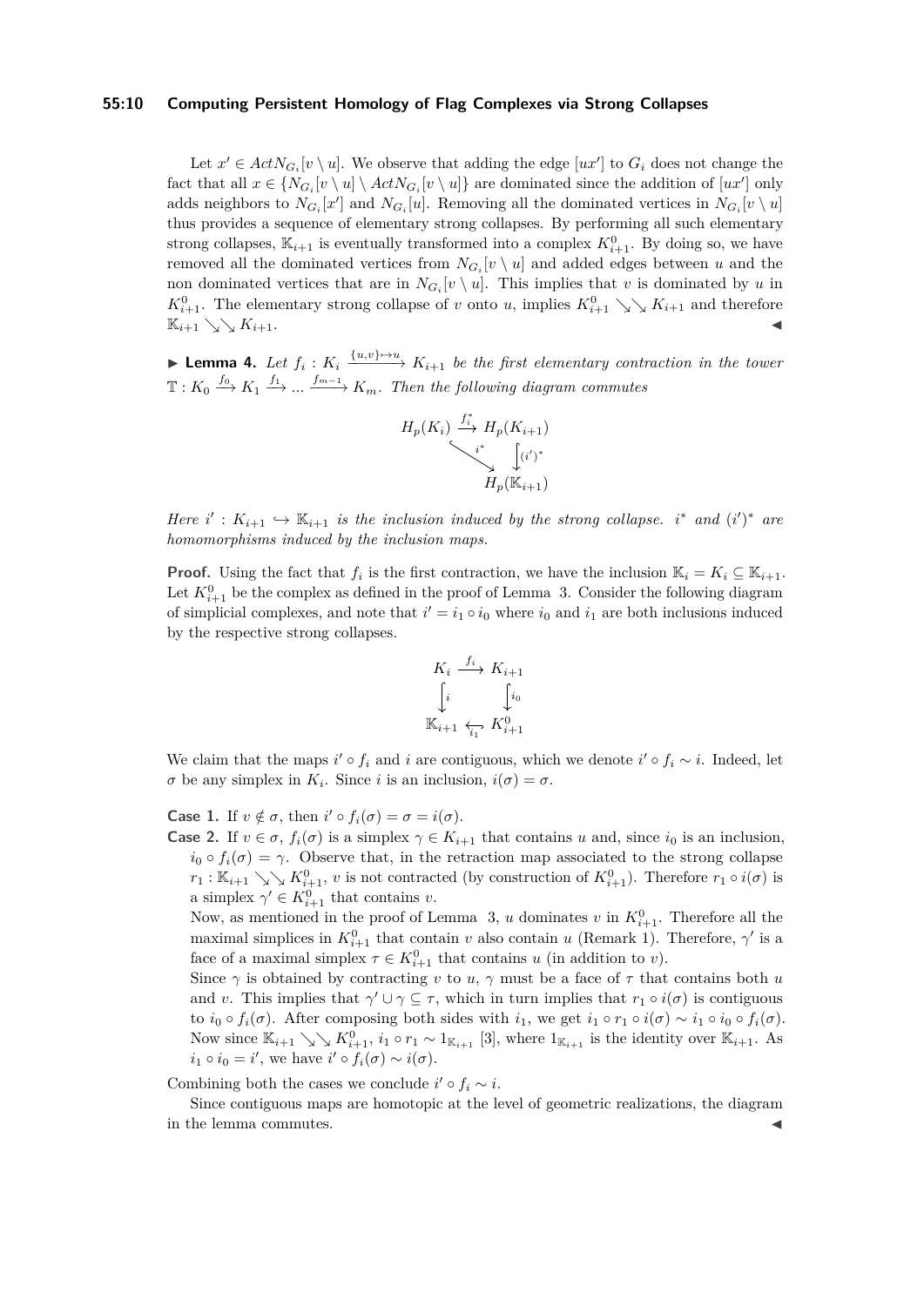Let $x' \in ActN_{G_i}[v \setminus u]$. We observe that adding the edge $[ux']$ to $G_i$ does not change the fact that all $x \in \{N_{G_i}[v \setminus u] \setminus ActN_{G_i}[v \setminus u]\}$ are dominated since the addition of $[ux']$ only adds neighbors to $N_{G_i}[x']$ and $N_{G_i}[u]$. Removing all the dominated vertices in $N_{G_i}[v \setminus u]$ thus provides a sequence of elementary strong collapses. By performing all such elementary strong collapses, $\mathbb{K}_{i+1}$ is eventually transformed into a complex $K^0_{i+1}$. By doing so, we have removed all the dominated vertices from $N_{G_i}[v \setminus u]$ and added edges between $u$ and the non dominated vertices that are in $N_{G_i}[v \setminus u]$. This implies that $v$ is dominated by $u$ in $K^0_{i+1}$. The elementary strong collapse of $v$ onto $u$, implies $K^0_{i+1} \searrow\searrow K_{i+1}$ and therefore $\mathbb{K}_{i+1} \searrow\searrow K_{i+1}$. ◀

▶ **Lemma 4.** *Let $f_i : K_i \xrightarrow{\{u,v\} \mapsto u} K_{i+1}$ be the first elementary contraction in the tower $\mathbb{T} : K_0 \xrightarrow{f_0} K_1 \xrightarrow{f_1} ... \xrightarrow{f_{m-1}} K_m$. Then the following diagram commutes*

$$\begin{array}{ccc} H_p(K_i) & \xrightarrow{f_i^*} & H_p(K_{i+1}) \\ & \searrow^{i^*} & \big\downarrow (i')^* \\ & & H_p(\mathbb{K}_{i+1}) \end{array}$$

*Here $i' : K_{i+1} \hookrightarrow \mathbb{K}_{i+1}$ is the inclusion induced by the strong collapse. $i^*$ and $(i')^*$ are homomorphisms induced by the inclusion maps.*

**Proof.** Using the fact that $f_i$ is the first contraction, we have the inclusion $\mathbb{K}_i = K_i \subseteq \mathbb{K}_{i+1}$. Let $K^0_{i+1}$ be the complex as defined in the proof of Lemma 3. Consider the following diagram of simplicial complexes, and note that $i' = i_1 \circ i_0$ where $i_0$ and $i_1$ are both inclusions induced by the respective strong collapses.

$$\begin{array}{ccc} K_i & \xrightarrow{f_i} & K_{i+1} \\ \big\downarrow i & & \big\downarrow i_0 \\ \mathbb{K}_{i+1} & \xleftarrow[i_1]{} & K^0_{i+1} \end{array}$$

We claim that the maps $i' \circ f_i$ and $i$ are contiguous, which we denote $i' \circ f_i \sim i$. Indeed, let $\sigma$ be any simplex in $K_i$. Since $i$ is an inclusion, $i(\sigma) = \sigma$.

**Case 1.** If $v \notin \sigma$, then $i' \circ f_i(\sigma) = \sigma = i(\sigma)$.

**Case 2.** If $v \in \sigma$, $f_i(\sigma)$ is a simplex $\gamma \in K_{i+1}$ that contains $u$ and, since $i_0$ is an inclusion, $i_0 \circ f_i(\sigma) = \gamma$. Observe that, in the retraction map associated to the strong collapse $r_1 : \mathbb{K}_{i+1} \searrow\searrow K^0_{i+1}$, $v$ is not contracted (by construction of $K^0_{i+1}$). Therefore $r_1 \circ i(\sigma)$ is a simplex $\gamma' \in K^0_{i+1}$ that contains $v$.

Now, as mentioned in the proof of Lemma 3, $u$ dominates $v$ in $K^0_{i+1}$. Therefore all the maximal simplices in $K^0_{i+1}$ that contain $v$ also contain $u$ (Remark 1). Therefore, $\gamma'$ is a face of a maximal simplex $\tau \in K^0_{i+1}$ that contains $u$ (in addition to $v$).

Since $\gamma$ is obtained by contracting $v$ to $u$, $\gamma$ must be a face of $\tau$ that contains both $u$ and $v$. This implies that $\gamma' \cup \gamma \subseteq \tau$, which in turn implies that $r_1 \circ i(\sigma)$ is contiguous to $i_0 \circ f_i(\sigma)$. After composing both sides with $i_1$, we get $i_1 \circ r_1 \circ i(\sigma) \sim i_1 \circ i_0 \circ f_i(\sigma)$. Now since $\mathbb{K}_{i+1} \searrow\searrow K^0_{i+1}$, $i_1 \circ r_1 \sim 1_{\mathbb{K}_{i+1}}$ [3], where $1_{\mathbb{K}_{i+1}}$ is the identity over $\mathbb{K}_{i+1}$. As $i_1 \circ i_0 = i'$, we have $i' \circ f_i(\sigma) \sim i(\sigma)$.

Combining both the cases we conclude $i' \circ f_i \sim i$.

Since contiguous maps are homotopic at the level of geometric realizations, the diagram in the lemma commutes. ◀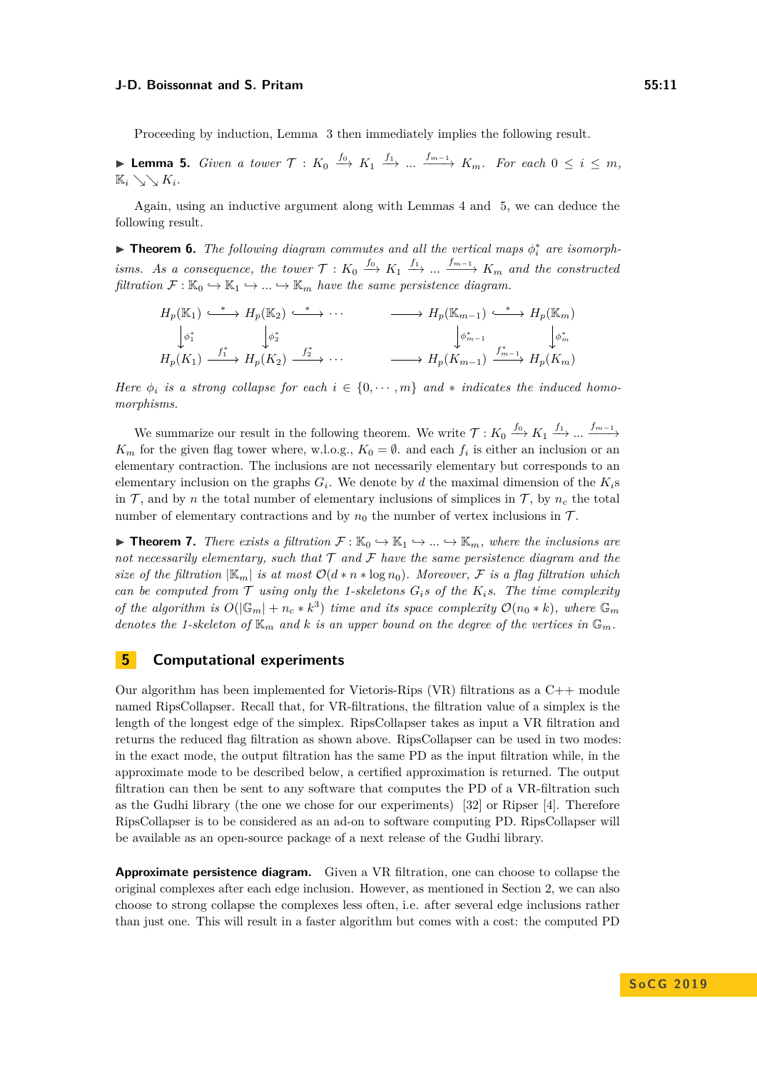Proceeding by induction, Lemma 3 then immediately implies the following result.

▶ **Lemma 5.** *Given a tower* $\mathcal{T}: K_0 \xrightarrow{f_0} K_1 \xrightarrow{f_1} \dots \xrightarrow{f_{m-1}} K_m$. *For each* $0 \leq i \leq m$, $\mathbb{K}_i \searrow\searrow K_i$.

Again, using an inductive argument along with Lemmas 4 and 5, we can deduce the following result.

▶ **Theorem 6.** *The following diagram commutes and all the vertical maps* $\phi_i^*$ *are isomorphisms. As a consequence, the tower* $\mathcal{T}: K_0 \xrightarrow{f_0} K_1 \xrightarrow{f_1} \dots \xrightarrow{f_{m-1}} K_m$ *and the constructed filtration* $\mathcal{F}: \mathbb{K}_0 \hookrightarrow \mathbb{K}_1 \hookrightarrow \dots \hookrightarrow \mathbb{K}_m$ *have the same persistence diagram.*

$$
\begin{array}{ccccccccc}
H_p(\mathbb{K}_1) & \xhookrightarrow{*} & H_p(\mathbb{K}_2) & \xhookrightarrow{*} & \cdots & \longrightarrow & H_p(\mathbb{K}_{m-1}) & \xhookrightarrow{*} & H_p(\mathbb{K}_m) \\
\downarrow \phi_1^* & & \downarrow \phi_2^* & & & & \downarrow \phi_{m-1}^* & & \downarrow \phi_m^* \\
H_p(K_1) & \xrightarrow{f_1^*} & H_p(K_2) & \xrightarrow{f_2^*} & \cdots & \longrightarrow & H_p(K_{m-1}) & \xrightarrow{f_{m-1}^*} & H_p(K_m)
\end{array}
$$

*Here* $\phi_i$ *is a strong collapse for each* $i \in \{0, \cdots, m\}$ *and* $*$ *indicates the induced homomorphisms.*

We summarize our result in the following theorem. We write $\mathcal{T}: K_0 \xrightarrow{f_0} K_1 \xrightarrow{f_1} \dots \xrightarrow{f_{m-1}} K_m$ for the given flag tower where, w.l.o.g., $K_0 = \emptyset$. and each $f_i$ is either an inclusion or an elementary contraction. The inclusions are not necessarily elementary but corresponds to an elementary inclusion on the graphs $G_i$. We denote by $d$ the maximal dimension of the $K_i$s in $\mathcal{T}$, and by $n$ the total number of elementary inclusions of simplices in $\mathcal{T}$, by $n_c$ the total number of elementary contractions and by $n_0$ the number of vertex inclusions in $\mathcal{T}$.

▶ **Theorem 7.** *There exists a filtration* $\mathcal{F}: \mathbb{K}_0 \hookrightarrow \mathbb{K}_1 \hookrightarrow \dots \hookrightarrow \mathbb{K}_m$*, where the inclusions are not necessarily elementary, such that* $\mathcal{T}$ *and* $\mathcal{F}$ *have the same persistence diagram and the size of the filtration* $|\mathbb{K}_m|$ *is at most* $\mathcal{O}(d * n * \log n_0)$*. Moreover,* $\mathcal{F}$ *is a flag filtration which can be computed from* $\mathcal{T}$ *using only the 1-skeletons* $G_i$*s of the* $K_i$*s. The time complexity of the algorithm is* $O(|\mathbb{G}_m| + n_c * k^3)$ *time and its space complexity* $\mathcal{O}(n_0 * k)$*, where* $\mathbb{G}_m$ *denotes the 1-skeleton of* $\mathbb{K}_m$ *and* $k$ *is an upper bound on the degree of the vertices in* $\mathbb{G}_m$*.*

## 5 Computational experiments

Our algorithm has been implemented for Vietoris-Rips (VR) filtrations as a C++ module named RipsCollapser. Recall that, for VR-filtrations, the filtration value of a simplex is the length of the longest edge of the simplex. RipsCollapser takes as input a VR filtration and returns the reduced flag filtration as shown above. RipsCollapser can be used in two modes: in the exact mode, the output filtration has the same PD as the input filtration while, in the approximate mode to be described below, a certified approximation is returned. The output filtration can then be sent to any software that computes the PD of a VR-filtration such as the Gudhi library (the one we chose for our experiments) [32] or Ripser [4]. Therefore RipsCollapser is to be considered as an ad-on to software computing PD. RipsCollapser will be available as an open-source package of a next release of the Gudhi library.

**Approximate persistence diagram.** Given a VR filtration, one can choose to collapse the original complexes after each edge inclusion. However, as mentioned in Section 2, we can also choose to strong collapse the complexes less often, i.e. after several edge inclusions rather than just one. This will result in a faster algorithm but comes with a cost: the computed PD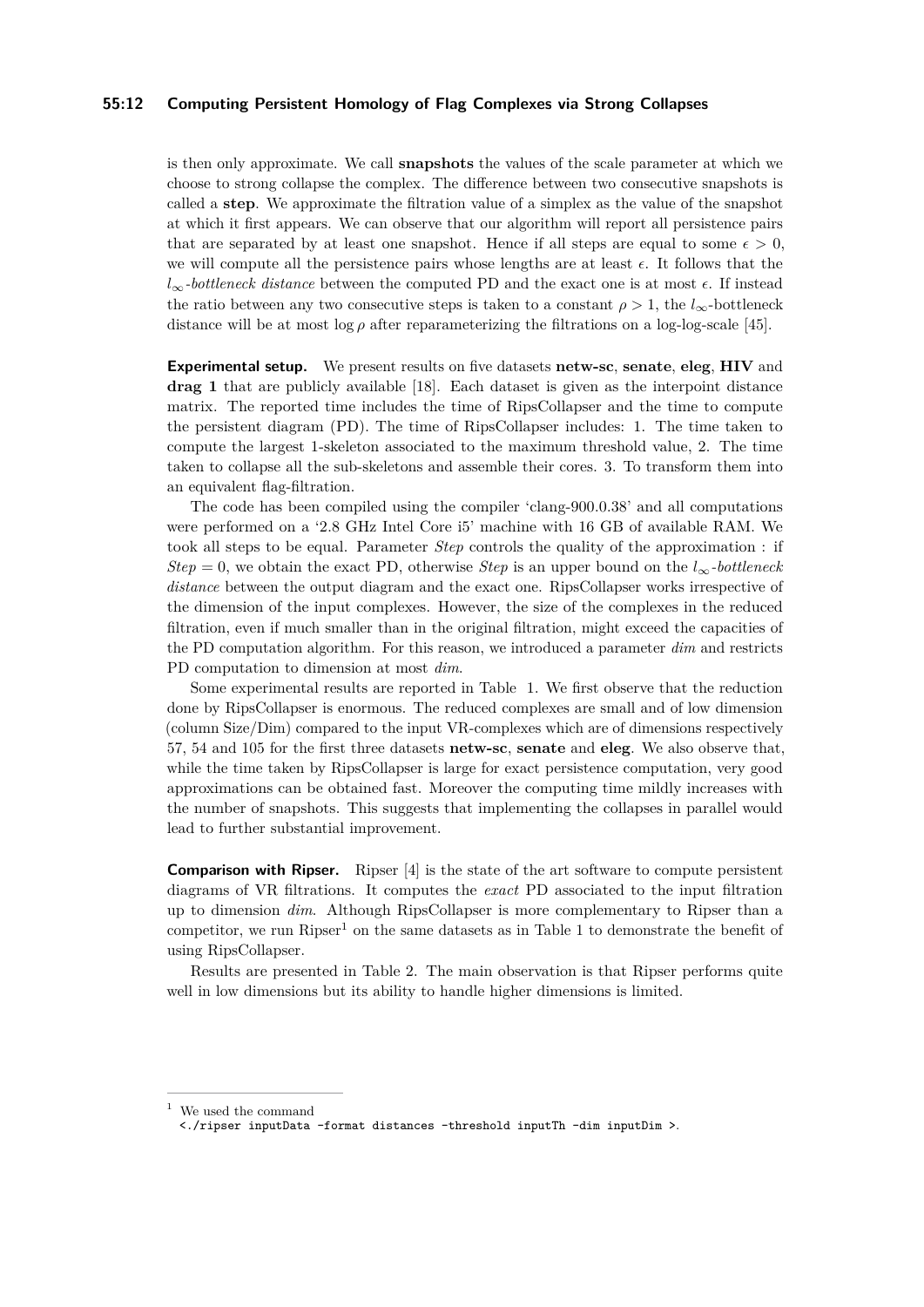is then only approximate. We call **snapshots** the values of the scale parameter at which we choose to strong collapse the complex. The difference between two consecutive snapshots is called a **step**. We approximate the filtration value of a simplex as the value of the snapshot at which it first appears. We can observe that our algorithm will report all persistence pairs that are separated by at least one snapshot. Hence if all steps are equal to some $\epsilon > 0$, we will compute all the persistence pairs whose lengths are at least $\epsilon$. It follows that the $l_\infty$*-bottleneck distance* between the computed PD and the exact one is at most $\epsilon$. If instead the ratio between any two consecutive steps is taken to a constant $\rho > 1$, the $l_\infty$-bottleneck distance will be at most $\log \rho$ after reparameterizing the filtrations on a log-log-scale [45].

**Experimental setup.** We present results on five datasets **netw-sc**, **senate**, **eleg**, **HIV** and **drag 1** that are publicly available [18]. Each dataset is given as the interpoint distance matrix. The reported time includes the time of RipsCollapser and the time to compute the persistent diagram (PD). The time of RipsCollapser includes: 1. The time taken to compute the largest 1-skeleton associated to the maximum threshold value, 2. The time taken to collapse all the sub-skeletons and assemble their cores. 3. To transform them into an equivalent flag-filtration.

The code has been compiled using the compiler 'clang-900.0.38' and all computations were performed on a '2.8 GHz Intel Core i5' machine with 16 GB of available RAM. We took all steps to be equal. Parameter *Step* controls the quality of the approximation : if *Step* $= 0$, we obtain the exact PD, otherwise *Step* is an upper bound on the $l_\infty$*-bottleneck distance* between the output diagram and the exact one. RipsCollapser works irrespective of the dimension of the input complexes. However, the size of the complexes in the reduced filtration, even if much smaller than in the original filtration, might exceed the capacities of the PD computation algorithm. For this reason, we introduced a parameter *dim* and restricts PD computation to dimension at most *dim*.

Some experimental results are reported in Table 1. We first observe that the reduction done by RipsCollapser is enormous. The reduced complexes are small and of low dimension (column Size/Dim) compared to the input VR-complexes which are of dimensions respectively 57, 54 and 105 for the first three datasets **netw-sc**, **senate** and **eleg**. We also observe that, while the time taken by RipsCollapser is large for exact persistence computation, very good approximations can be obtained fast. Moreover the computing time mildly increases with the number of snapshots. This suggests that implementing the collapses in parallel would lead to further substantial improvement.

**Comparison with Ripser.** Ripser [4] is the state of the art software to compute persistent diagrams of VR filtrations. It computes the *exact* PD associated to the input filtration up to dimension *dim*. Although RipsCollapser is more complementary to Ripser than a competitor, we run Ripser[1] on the same datasets as in Table 1 to demonstrate the benefit of using RipsCollapser.

Results are presented in Table 2. The main observation is that Ripser performs quite well in low dimensions but its ability to handle higher dimensions is limited.

---

[1] We used the command
`<./ripser inputData -format distances -threshold inputTh -dim inputDim >.`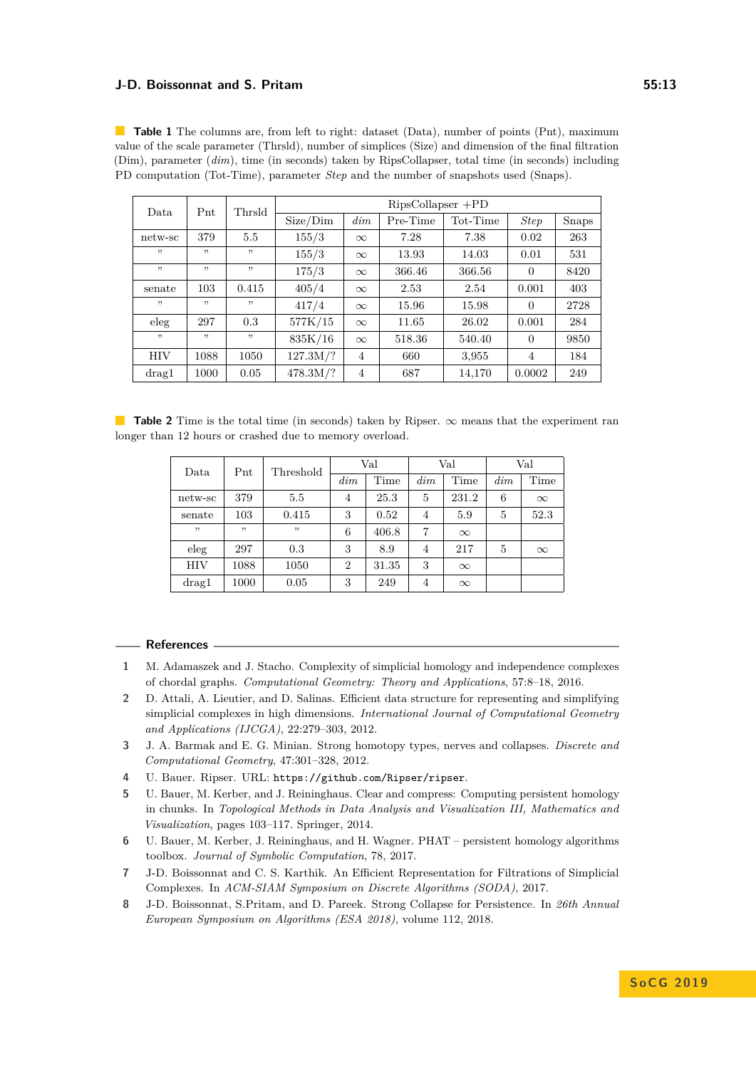**Table 1** The columns are, from left to right: dataset (Data), number of points (Pnt), maximum value of the scale parameter (Thrsld), number of simplices (Size) and dimension of the final filtration (Dim), parameter (*dim*), time (in seconds) taken by RipsCollapser, total time (in seconds) including PD computation (Tot-Time), parameter *Step* and the number of snapshots used (Snaps).

| Data | Pnt | Thrsld | RipsCollapser +PD | | | | | |
|---|---|---|---|---|---|---|---|---|
| | | | Size/Dim | *dim* | Pre-Time | Tot-Time | *Step* | Snaps |
| netw-sc | 379 | 5.5 | 155/3 | $\infty$ | 7.28 | 7.38 | 0.02 | 263 |
| " | " | " | 155/3 | $\infty$ | 13.93 | 14.03 | 0.01 | 531 |
| " | " | " | 175/3 | $\infty$ | 366.46 | 366.56 | 0 | 8420 |
| senate | 103 | 0.415 | 405/4 | $\infty$ | 2.53 | 2.54 | 0.001 | 403 |
| " | " | " | 417/4 | $\infty$ | 15.96 | 15.98 | 0 | 2728 |
| eleg | 297 | 0.3 | 577K/15 | $\infty$ | 11.65 | 26.02 | 0.001 | 284 |
| " | " | " | 835K/16 | $\infty$ | 518.36 | 540.40 | 0 | 9850 |
| HIV | 1088 | 1050 | 127.3M/? | 4 | 660 | 3,955 | 4 | 184 |
| drag1 | 1000 | 0.05 | 478.3M/? | 4 | 687 | 14,170 | 0.0002 | 249 |

**Table 2** Time is the total time (in seconds) taken by Ripser. $\infty$ means that the experiment ran longer than 12 hours or crashed due to memory overload.

| Data | Pnt | Threshold | Val | | Val | | Val | |
|---|---|---|---|---|---|---|---|---|
| | | | *dim* | Time | *dim* | Time | *dim* | Time |
| netw-sc | 379 | 5.5 | 4 | 25.3 | 5 | 231.2 | 6 | $\infty$ |
| senate | 103 | 0.415 | 3 | 0.52 | 4 | 5.9 | 5 | 52.3 |
| " | " | " | 6 | 406.8 | 7 | $\infty$ | | |
| eleg | 297 | 0.3 | 3 | 8.9 | 4 | 217 | 5 | $\infty$ |
| HIV | 1088 | 1050 | 2 | 31.35 | 3 | $\infty$ | | |
| drag1 | 1000 | 0.05 | 3 | 249 | 4 | $\infty$ | | |

## References

1. M. Adamaszek and J. Stacho. Complexity of simplicial homology and independence complexes of chordal graphs. *Computational Geometry: Theory and Applications*, 57:8–18, 2016.
2. D. Attali, A. Lieutier, and D. Salinas. Efficient data structure for representing and simplifying simplicial complexes in high dimensions. *International Journal of Computational Geometry and Applications (IJCGA)*, 22:279–303, 2012.
3. J. A. Barmak and E. G. Minian. Strong homotopy types, nerves and collapses. *Discrete and Computational Geometry*, 47:301–328, 2012.
4. U. Bauer. Ripser. URL: `https://github.com/Ripser/ripser`.
5. U. Bauer, M. Kerber, and J. Reininghaus. Clear and compress: Computing persistent homology in chunks. In *Topological Methods in Data Analysis and Visualization III, Mathematics and Visualization*, pages 103–117. Springer, 2014.
6. U. Bauer, M. Kerber, J. Reininghaus, and H. Wagner. PHAT – persistent homology algorithms toolbox. *Journal of Symbolic Computation*, 78, 2017.
7. J-D. Boissonnat and C. S. Karthik. An Efficient Representation for Filtrations of Simplicial Complexes. In *ACM-SIAM Symposium on Discrete Algorithms (SODA)*, 2017.
8. J-D. Boissonnat, S.Pritam, and D. Pareek. Strong Collapse for Persistence. In *26th Annual European Symposium on Algorithms (ESA 2018)*, volume 112, 2018.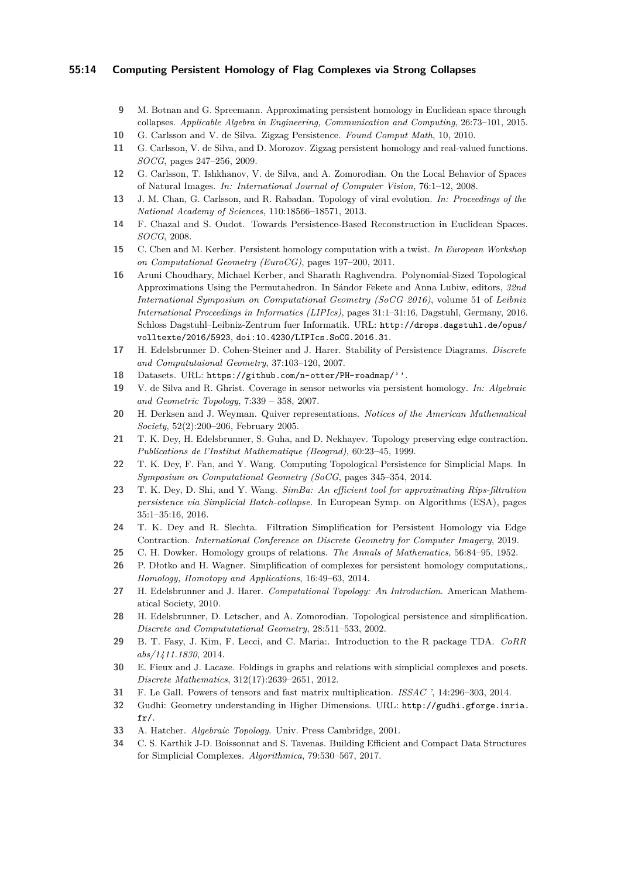9. M. Botnan and G. Spreemann. Approximating persistent homology in Euclidean space through collapses. *Applicable Algebra in Engineering, Communication and Computing*, 26:73–101, 2015.
10. G. Carlsson and V. de Silva. Zigzag Persistence. *Found Comput Math*, 10, 2010.
11. G. Carlsson, V. de Silva, and D. Morozov. Zigzag persistent homology and real-valued functions. *SOCG*, pages 247–256, 2009.
12. G. Carlsson, T. Ishkhanov, V. de Silva, and A. Zomorodian. On the Local Behavior of Spaces of Natural Images. *In: International Journal of Computer Vision*, 76:1–12, 2008.
13. J. M. Chan, G. Carlsson, and R. Rabadan. Topology of viral evolution. *In: Proceedings of the National Academy of Sciences*, 110:18566–18571, 2013.
14. F. Chazal and S. Oudot. Towards Persistence-Based Reconstruction in Euclidean Spaces. *SOCG*, 2008.
15. C. Chen and M. Kerber. Persistent homology computation with a twist. *In European Workshop on Computational Geometry (EuroCG)*, pages 197–200, 2011.
16. Aruni Choudhary, Michael Kerber, and Sharath Raghvendra. Polynomial-Sized Topological Approximations Using the Permutahedron. In Sándor Fekete and Anna Lubiw, editors, *32nd International Symposium on Computational Geometry (SoCG 2016)*, volume 51 of *Leibniz International Proceedings in Informatics (LIPIcs)*, pages 31:1–31:16, Dagstuhl, Germany, 2016. Schloss Dagstuhl–Leibniz-Zentrum fuer Informatik. URL: `http://drops.dagstuhl.de/opus/volltexte/2016/5923`, `doi:10.4230/LIPIcs.SoCG.2016.31`.
17. H. Edelsbrunner D. Cohen-Steiner and J. Harer. Stability of Persistence Diagrams. *Discrete and Compututaional Geometry*, 37:103–120, 2007.
18. Datasets. URL: `https://github.com/n-otter/PH-roadmap/''`.
19. V. de Silva and R. Ghrist. Coverage in sensor networks via persistent homology. *In: Algebraic and Geometric Topology*, 7:339 – 358, 2007.
20. H. Derksen and J. Weyman. Quiver representations. *Notices of the American Mathematical Society*, 52(2):200–206, February 2005.
21. T. K. Dey, H. Edelsbrunner, S. Guha, and D. Nekhayev. Topology preserving edge contraction. *Publications de l'Institut Mathematique (Beograd)*, 60:23–45, 1999.
22. T. K. Dey, F. Fan, and Y. Wang. Computing Topological Persistence for Simplicial Maps. In *Symposium on Computational Geometry (SoCG*, pages 345–354, 2014.
23. T. K. Dey, D. Shi, and Y. Wang. *SimBa: An efficient tool for approximating Rips-filtration persistence via Simplicial Batch-collapse.* In European Symp. on Algorithms (ESA), pages 35:1–35:16, 2016.
24. T. K. Dey and R. Slechta. Filtration Simplification for Persistent Homology via Edge Contraction. *International Conference on Discrete Geometry for Computer Imagery*, 2019.
25. C. H. Dowker. Homology groups of relations. *The Annals of Mathematics*, 56:84–95, 1952.
26. P. Dłotko and H. Wagner. Simplification of complexes for persistent homology computations,. *Homology, Homotopy and Applications*, 16:49–63, 2014.
27. H. Edelsbrunner and J. Harer. *Computational Topology: An Introduction*. American Mathematical Society, 2010.
28. H. Edelsbrunner, D. Letscher, and A. Zomorodian. Topological persistence and simplification. *Discrete and Compututational Geometry*, 28:511–533, 2002.
29. B. T. Fasy, J. Kim, F. Lecci, and C. Maria:. Introduction to the R package TDA. *CoRR abs/1411.1830*, 2014.
30. E. Fieux and J. Lacaze. Foldings in graphs and relations with simplicial complexes and posets. *Discrete Mathematics*, 312(17):2639–2651, 2012.
31. F. Le Gall. Powers of tensors and fast matrix multiplication. *ISSAC '*, 14:296–303, 2014.
32. Gudhi: Geometry understanding in Higher Dimensions. URL: `http://gudhi.gforge.inria.fr/`.
33. A. Hatcher. *Algebraic Topology*. Univ. Press Cambridge, 2001.
34. C. S. Karthik J-D. Boissonnat and S. Tavenas. Building Efficient and Compact Data Structures for Simplicial Complexes. *Algorithmica*, 79:530–567, 2017.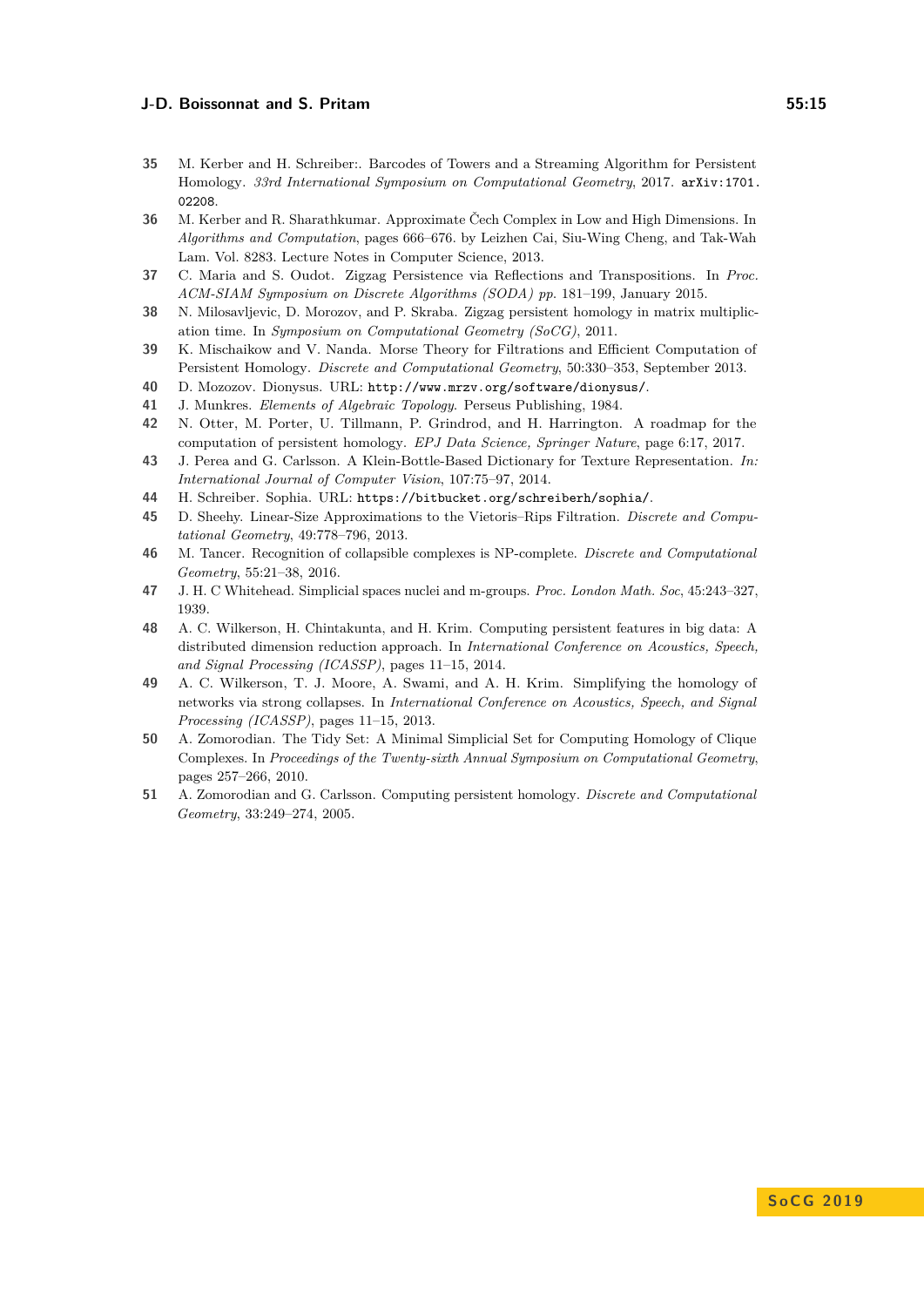35 M. Kerber and H. Schreiber:. Barcodes of Towers and a Streaming Algorithm for Persistent Homology. *33rd International Symposium on Computational Geometry*, 2017. arXiv:1701.02208.

36 M. Kerber and R. Sharathkumar. Approximate Čech Complex in Low and High Dimensions. In *Algorithms and Computation*, pages 666–676. by Leizhen Cai, Siu-Wing Cheng, and Tak-Wah Lam. Vol. 8283. Lecture Notes in Computer Science, 2013.

37 C. Maria and S. Oudot. Zigzag Persistence via Reflections and Transpositions. In *Proc. ACM-SIAM Symposium on Discrete Algorithms (SODA) pp.* 181–199, January 2015.

38 N. Milosavljevic, D. Morozov, and P. Skraba. Zigzag persistent homology in matrix multiplication time. In *Symposium on Computational Geometry (SoCG)*, 2011.

39 K. Mischaikow and V. Nanda. Morse Theory for Filtrations and Efficient Computation of Persistent Homology. *Discrete and Computational Geometry*, 50:330–353, September 2013.

40 D. Mozozov. Dionysus. URL: http://www.mrzv.org/software/dionysus/.

41 J. Munkres. *Elements of Algebraic Topology*. Perseus Publishing, 1984.

42 N. Otter, M. Porter, U. Tillmann, P. Grindrod, and H. Harrington. A roadmap for the computation of persistent homology. *EPJ Data Science, Springer Nature*, page 6:17, 2017.

43 J. Perea and G. Carlsson. A Klein-Bottle-Based Dictionary for Texture Representation. *In: International Journal of Computer Vision*, 107:75–97, 2014.

44 H. Schreiber. Sophia. URL: https://bitbucket.org/schreiberh/sophia/.

45 D. Sheehy. Linear-Size Approximations to the Vietoris–Rips Filtration. *Discrete and Computational Geometry*, 49:778–796, 2013.

46 M. Tancer. Recognition of collapsible complexes is NP-complete. *Discrete and Computational Geometry*, 55:21–38, 2016.

47 J. H. C Whitehead. Simplicial spaces nuclei and m-groups. *Proc. London Math. Soc*, 45:243–327, 1939.

48 A. C. Wilkerson, H. Chintakunta, and H. Krim. Computing persistent features in big data: A distributed dimension reduction approach. In *International Conference on Acoustics, Speech, and Signal Processing (ICASSP)*, pages 11–15, 2014.

49 A. C. Wilkerson, T. J. Moore, A. Swami, and A. H. Krim. Simplifying the homology of networks via strong collapses. In *International Conference on Acoustics, Speech, and Signal Processing (ICASSP)*, pages 11–15, 2013.

50 A. Zomorodian. The Tidy Set: A Minimal Simplicial Set for Computing Homology of Clique Complexes. In *Proceedings of the Twenty-sixth Annual Symposium on Computational Geometry*, pages 257–266, 2010.

51 A. Zomorodian and G. Carlsson. Computing persistent homology. *Discrete and Computational Geometry*, 33:249–274, 2005.